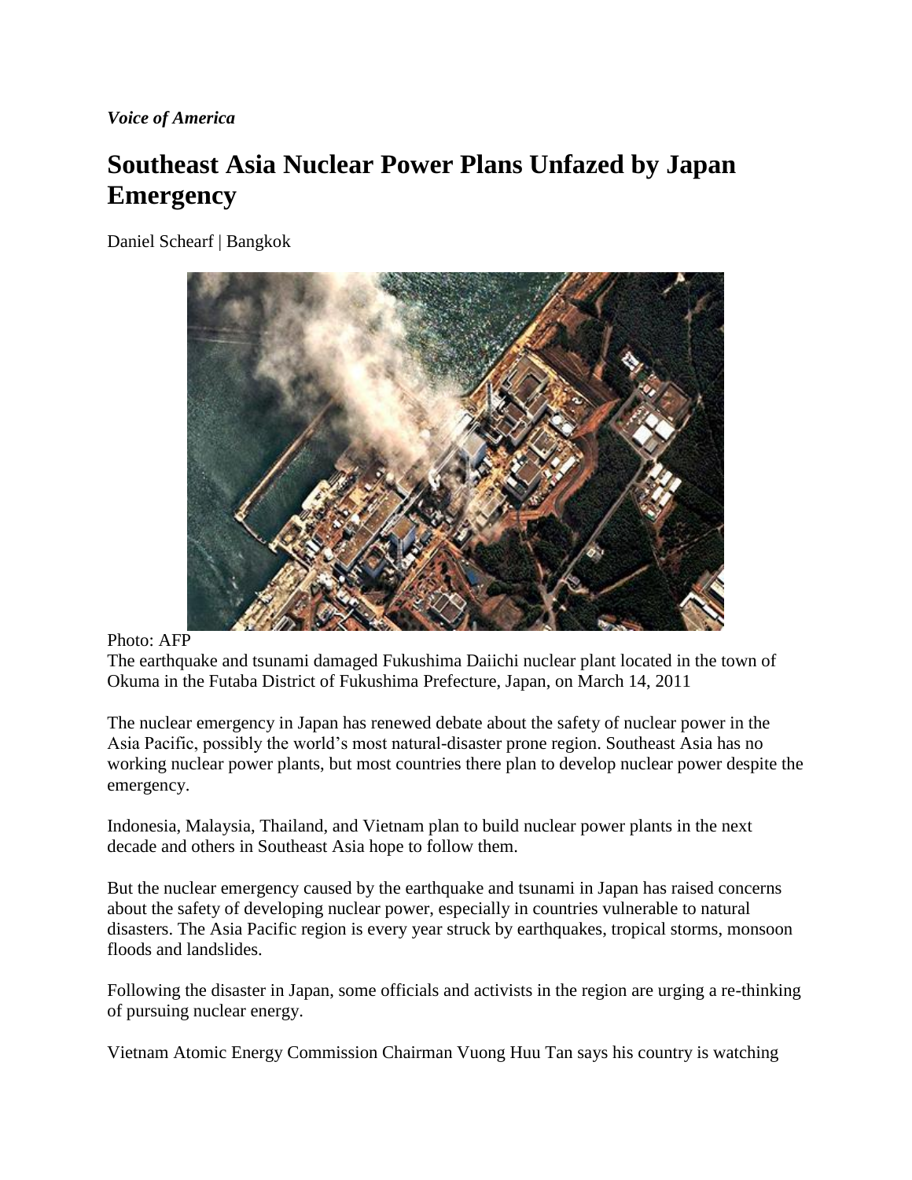*Voice of America*

# Southeast Asia Nuclear Power Plans Unfazed by Japan Emergency

Daniel Schearf | Bangkok

Photo: AFP

The earthquake and tsunami damaged Fukushima Daiichi nuclear plant located in the town of Okuma in the Futaba District of Fukushima Prefecture, Japan, on March 14, 2011

The nuclear emergency in Japan has renewed debate about the safety of nuclear power in the Asia Pacific, possibly the world's most natural-disaster prone region. Southeast Asia has no working nuclear power plants, but most countries there plan to develop nuclear power despite the emergency.

Indonesia, Malaysia, Thailand, and Vietnam plan to build nuclear power plants in the next decade and others in Southeast Asia hope to follow them.

But the nuclear emergency caused by the earthquake and tsunami in Japan has raised concerns about the safety of developing nuclear power, especially in countries vulnerable to natural disasters. The Asia Pacific region is every year struck by earthquakes, tropical storms, monsoon floods and landslides.

Following the disaster in Japan, some officials and activists in the region are urging a re-thinking of pursuing nuclear energy.

Vietnam Atomic Energy Commission Chairman Vuong Huu Tan says his country is watching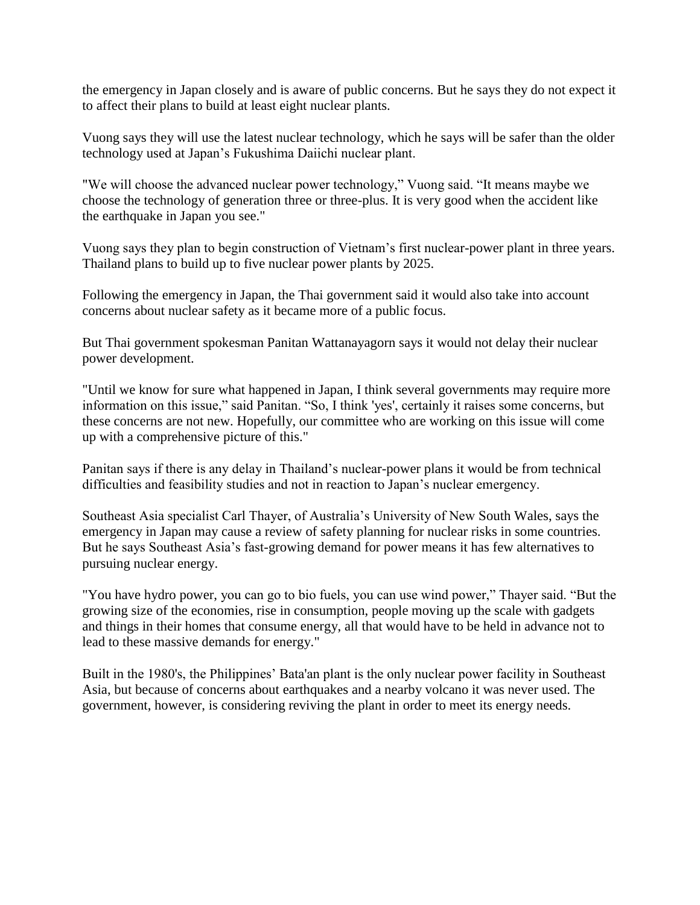the emergency in Japan closely and is aware of public concerns. But he says they do not expect it to affect their plans to build at least eight nuclear plants.

Vuong says they will use the latest nuclear technology, which he says will be safer than the older technology used at Japan's Fukushima Daiichi nuclear plant.

"We will choose the advanced nuclear power technology," Vuong said. "It means maybe we choose the technology of generation three or three-plus. It is very good when the accident like the earthquake in Japan you see."

Vuong says they plan to begin construction of Vietnam's first nuclear-power plant in three years. Thailand plans to build up to five nuclear power plants by 2025.

Following the emergency in Japan, the Thai government said it would also take into account concerns about nuclear safety as it became more of a public focus.

But Thai government spokesman Panitan Wattanayagorn says it would not delay their nuclear power development.

"Until we know for sure what happened in Japan, I think several governments may require more information on this issue," said Panitan. "So, I think 'yes', certainly it raises some concerns, but these concerns are not new. Hopefully, our committee who are working on this issue will come up with a comprehensive picture of this."

Panitan says if there is any delay in Thailand's nuclear-power plans it would be from technical difficulties and feasibility studies and not in reaction to Japan's nuclear emergency.

Southeast Asia specialist Carl Thayer, of Australia's University of New South Wales, says the emergency in Japan may cause a review of safety planning for nuclear risks in some countries. But he says Southeast Asia's fast-growing demand for power means it has few alternatives to pursuing nuclear energy.

"You have hydro power, you can go to bio fuels, you can use wind power," Thayer said. "But the growing size of the economies, rise in consumption, people moving up the scale with gadgets and things in their homes that consume energy, all that would have to be held in advance not to lead to these massive demands for energy."

Built in the 1980's, the Philippines' Bata'an plant is the only nuclear power facility in Southeast Asia, but because of concerns about earthquakes and a nearby volcano it was never used. The government, however, is considering reviving the plant in order to meet its energy needs.